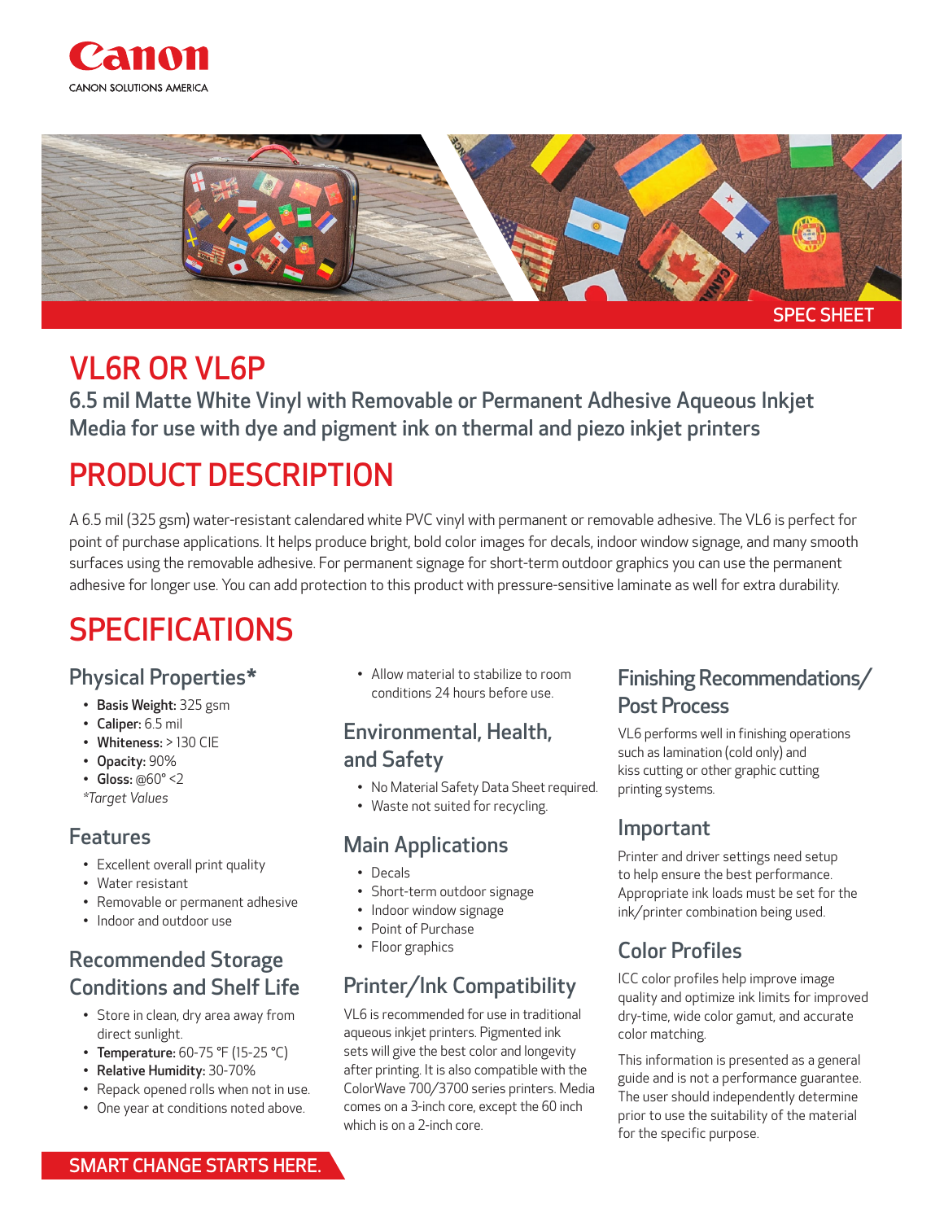Canon

CANON SOLUTIONS AMERICA

SPEC SHEET

# VL6R OR VL6P

6.5 mil Matte White Vinyl with Removable or Permanent Adhesive Aqueous Inkjet Media for use with dye and pigment ink on thermal and piezo inkjet printers

# PRODUCT DESCRIPTION

A 6.5 mil (325 gsm) water-resistant calendared white PVC vinyl with permanent or removable adhesive. The VL6 is perfect for point of purchase applications. It helps produce bright, bold color images for decals, indoor window signage, and many smooth surfaces using the removable adhesive. For permanent signage for short-term outdoor graphics you can use the permanent adhesive for longer use. You can add protection to this product with pressure-sensitive laminate as well for extra durability.

# SPECIFICATIONS

## Physical Properties*

- **Basis Weight:** 325 gsm
- **Caliper:** 6.5 mil
- **Whiteness:** > 130 CIE
- **Opacity:** 90%
- **Gloss:** @60° <2

*Target Values*

## Features

- Excellent overall print quality
- Water resistant
- Removable or permanent adhesive
- Indoor and outdoor use

## Recommended Storage Conditions and Shelf Life

- Store in clean, dry area away from direct sunlight.
- **Temperature:** 60-75 °F (15-25 °C)
- **Relative Humidity:** 30-70%
- Repack opened rolls when not in use.
- One year at conditions noted above.
- Allow material to stabilize to room conditions 24 hours before use.

## Environmental, Health, and Safety

- No Material Safety Data Sheet required.
- Waste not suited for recycling.

## Main Applications

- Decals
- Short-term outdoor signage
- Indoor window signage
- Point of Purchase
- Floor graphics

## Printer/Ink Compatibility

VL6 is recommended for use in traditional aqueous inkjet printers. Pigmented ink sets will give the best color and longevity after printing. It is also compatible with the ColorWave 700/3700 series printers. Media comes on a 3-inch core, except the 60 inch which is on a 2-inch core.

## Finishing Recommendations/ Post Process

VL6 performs well in finishing operations such as lamination (cold only) and kiss cutting or other graphic cutting printing systems.

## Important

Printer and driver settings need setup to help ensure the best performance. Appropriate ink loads must be set for the ink/printer combination being used.

## Color Profiles

ICC color profiles help improve image quality and optimize ink limits for improved dry-time, wide color gamut, and accurate color matching.

This information is presented as a general guide and is not a performance guarantee. The user should independently determine prior to use the suitability of the material for the specific purpose.

SMART CHANGE STARTS HERE.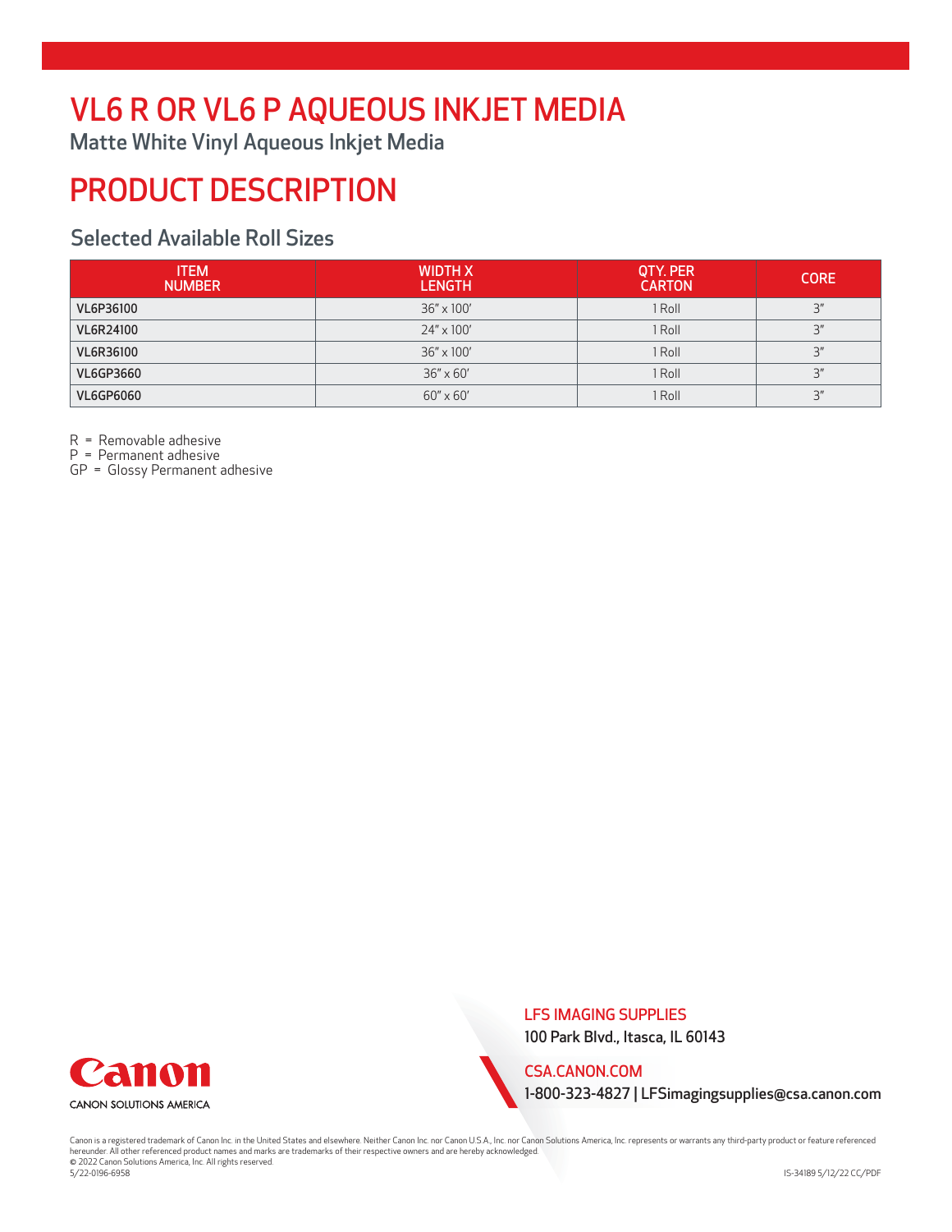# VL6 R OR VL6 P AQUEOUS INKJET MEDIA

Matte White Vinyl Aqueous Inkjet Media

# PRODUCT DESCRIPTION

## Selected Available Roll Sizes

| ITEM NUMBER | WIDTH X LENGTH | QTY. PER CARTON | CORE |
|---|---|---|---|
| **VL6P36100** | 36" x 100' | 1 Roll | 3" |
| **VL6R24100** | 24" x 100' | 1 Roll | 3" |
| **VL6R36100** | 36" x 100' | 1 Roll | 3" |
| **VL6GP3660** | 36" x 60' | 1 Roll | 3" |
| **VL6GP6060** | 60" x 60' | 1 Roll | 3" |

R = Removable adhesive
P = Permanent adhesive
GP = Glossy Permanent adhesive

LFS IMAGING SUPPLIES
100 Park Blvd., Itasca, IL 60143

CSA.CANON.COM
1-800-323-4827 | LFSimagingsupplies@csa.canon.com

Canon
CANON SOLUTIONS AMERICA

Canon is a registered trademark of Canon Inc. in the United States and elsewhere. Neither Canon Inc. nor Canon U.S.A., Inc. nor Canon Solutions America, Inc. represents or warrants any third-party product or feature referenced hereunder. All other referenced product names and marks are trademarks of their respective owners and are hereby acknowledged.
© 2022 Canon Solutions America, Inc. All rights reserved.
5/22-0196-6958

IS-34189 5/12/22 CC/PDF